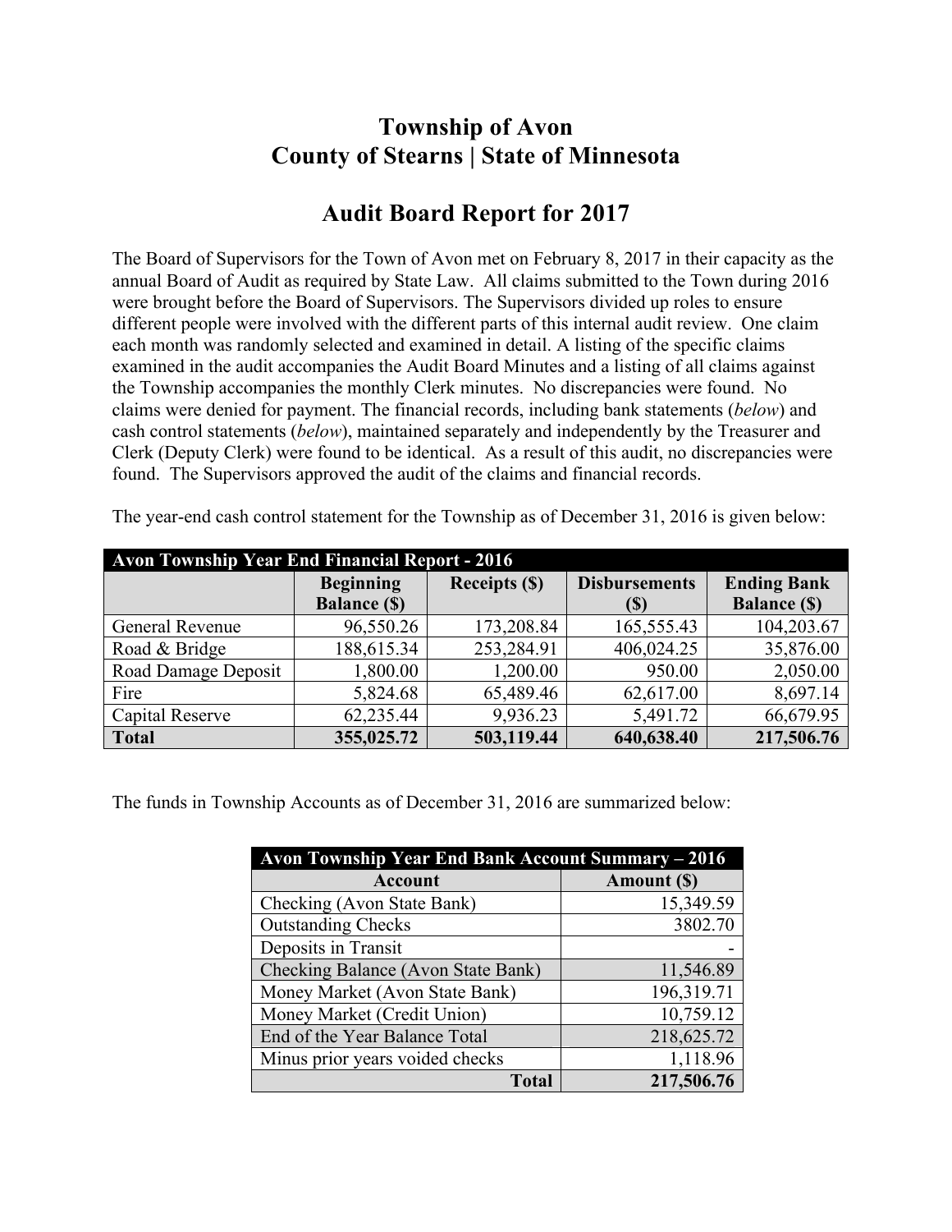# Township of Avon
# County of Stearns | State of Minnesota

## Audit Board Report for 2017

The Board of Supervisors for the Town of Avon met on February 8, 2017 in their capacity as the annual Board of Audit as required by State Law. All claims submitted to the Town during 2016 were brought before the Board of Supervisors. The Supervisors divided up roles to ensure different people were involved with the different parts of this internal audit review. One claim each month was randomly selected and examined in detail. A listing of the specific claims examined in the audit accompanies the Audit Board Minutes and a listing of all claims against the Township accompanies the monthly Clerk minutes. No discrepancies were found. No claims were denied for payment. The financial records, including bank statements (*below*) and cash control statements (*below*), maintained separately and independently by the Treasurer and Clerk (Deputy Clerk) were found to be identical. As a result of this audit, no discrepancies were found. The Supervisors approved the audit of the claims and financial records.

The year-end cash control statement for the Township as of December 31, 2016 is given below:

| Avon Township Year End Financial Report - 2016 | | | | |
|---|---|---|---|---|
| | **Beginning Balance ($)** | **Receipts ($)** | **Disbursements ($)** | **Ending Bank Balance ($)** |
| General Revenue | 96,550.26 | 173,208.84 | 165,555.43 | 104,203.67 |
| Road & Bridge | 188,615.34 | 253,284.91 | 406,024.25 | 35,876.00 |
| Road Damage Deposit | 1,800.00 | 1,200.00 | 950.00 | 2,050.00 |
| Fire | 5,824.68 | 65,489.46 | 62,617.00 | 8,697.14 |
| Capital Reserve | 62,235.44 | 9,936.23 | 5,491.72 | 66,679.95 |
| **Total** | **355,025.72** | **503,119.44** | **640,638.40** | **217,506.76** |

The funds in Township Accounts as of December 31, 2016 are summarized below:

| Avon Township Year End Bank Account Summary – 2016 | |
|---|---|
| **Account** | **Amount ($)** |
| Checking (Avon State Bank) | 15,349.59 |
| Outstanding Checks | 3802.70 |
| Deposits in Transit | - |
| Checking Balance (Avon State Bank) | 11,546.89 |
| Money Market (Avon State Bank) | 196,319.71 |
| Money Market (Credit Union) | 10,759.12 |
| End of the Year Balance Total | 218,625.72 |
| Minus prior years voided checks | 1,118.96 |
| **Total** | **217,506.76** |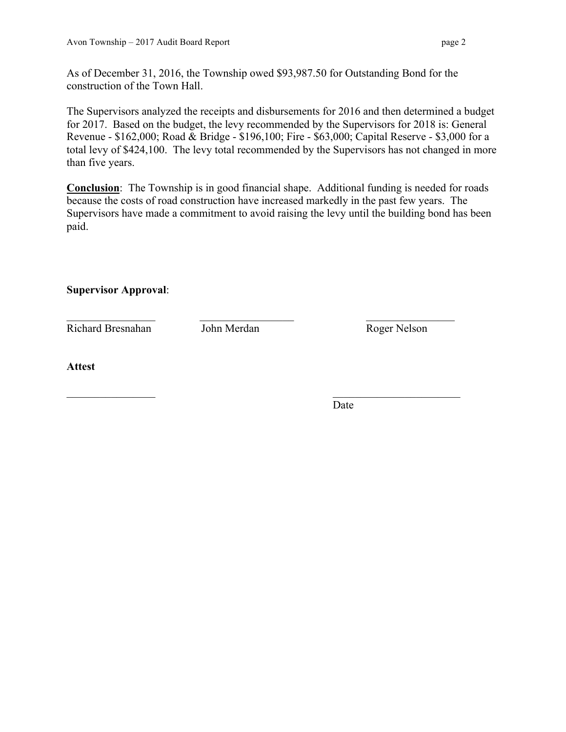As of December 31, 2016, the Township owed $93,987.50 for Outstanding Bond for the construction of the Town Hall.

The Supervisors analyzed the receipts and disbursements for 2016 and then determined a budget for 2017. Based on the budget, the levy recommended by the Supervisors for 2018 is: General Revenue - $162,000; Road & Bridge - $196,100; Fire - $63,000; Capital Reserve - $3,000 for a total levy of $424,100. The levy total recommended by the Supervisors has not changed in more than five years.

**Conclusion**: The Township is in good financial shape. Additional funding is needed for roads because the costs of road construction have increased markedly in the past few years. The Supervisors have made a commitment to avoid raising the levy until the building bond has been paid.

**Supervisor Approval**:

________________ ________________ ________________

Richard Bresnahan John Merdan Roger Nelson

**Attest**

________________ ________________________

Date